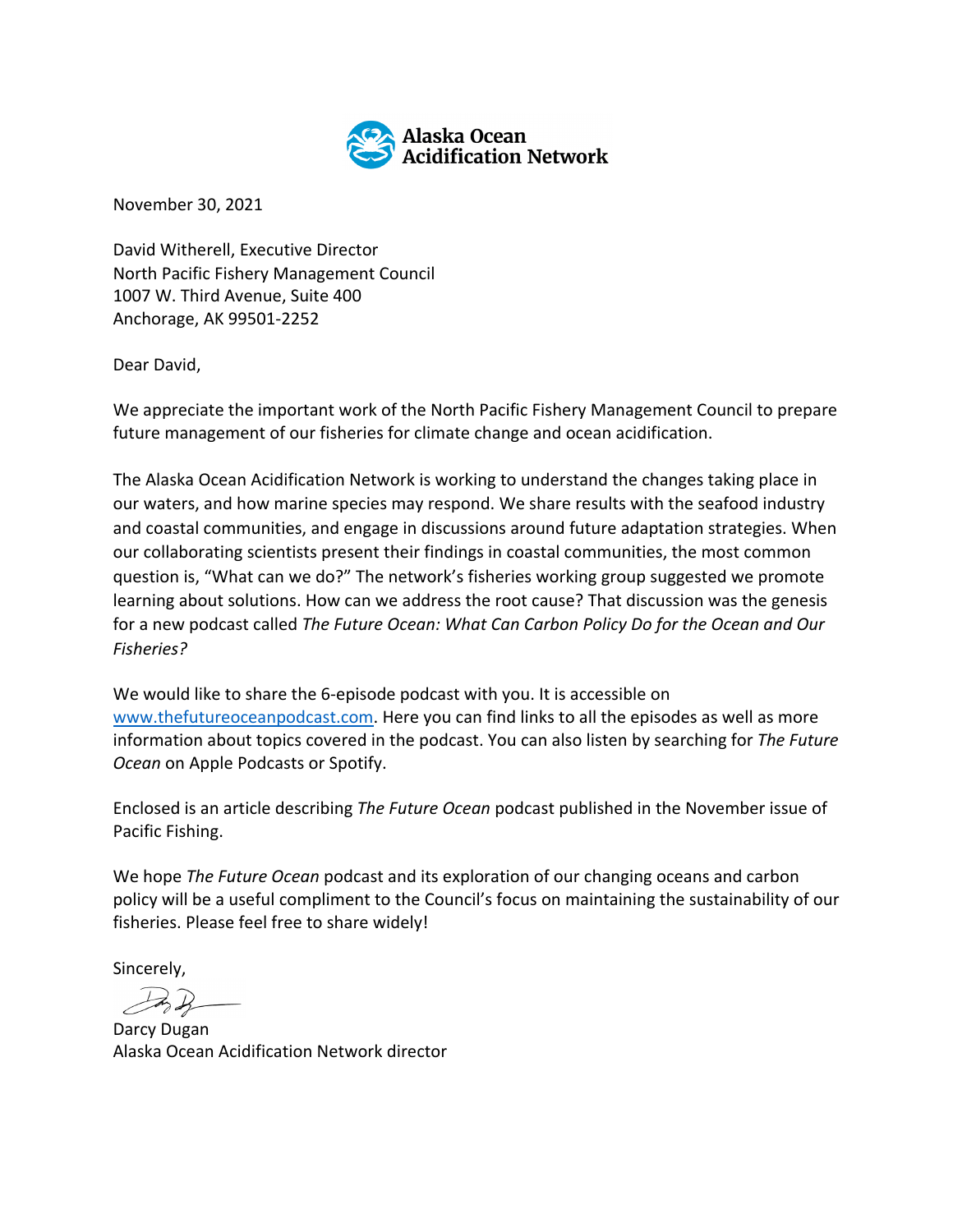**Alaska Ocean Acidification Network**

November 30, 2021

David Witherell, Executive Director
North Pacific Fishery Management Council
1007 W. Third Avenue, Suite 400
Anchorage, AK 99501-2252

Dear David,

We appreciate the important work of the North Pacific Fishery Management Council to prepare future management of our fisheries for climate change and ocean acidification.

The Alaska Ocean Acidification Network is working to understand the changes taking place in our waters, and how marine species may respond. We share results with the seafood industry and coastal communities, and engage in discussions around future adaptation strategies. When our collaborating scientists present their findings in coastal communities, the most common question is, "What can we do?" The network's fisheries working group suggested we promote learning about solutions. How can we address the root cause? That discussion was the genesis for a new podcast called *The Future Ocean: What Can Carbon Policy Do for the Ocean and Our Fisheries?*

We would like to share the 6-episode podcast with you. It is accessible on [www.thefutureoceanpodcast.com](http://www.thefutureoceanpodcast.com). Here you can find links to all the episodes as well as more information about topics covered in the podcast. You can also listen by searching for *The Future Ocean* on Apple Podcasts or Spotify.

Enclosed is an article describing *The Future Ocean* podcast published in the November issue of Pacific Fishing.

We hope *The Future Ocean* podcast and its exploration of our changing oceans and carbon policy will be a useful compliment to the Council's focus on maintaining the sustainability of our fisheries. Please feel free to share widely!

Sincerely,

Darcy Dugan
Alaska Ocean Acidification Network director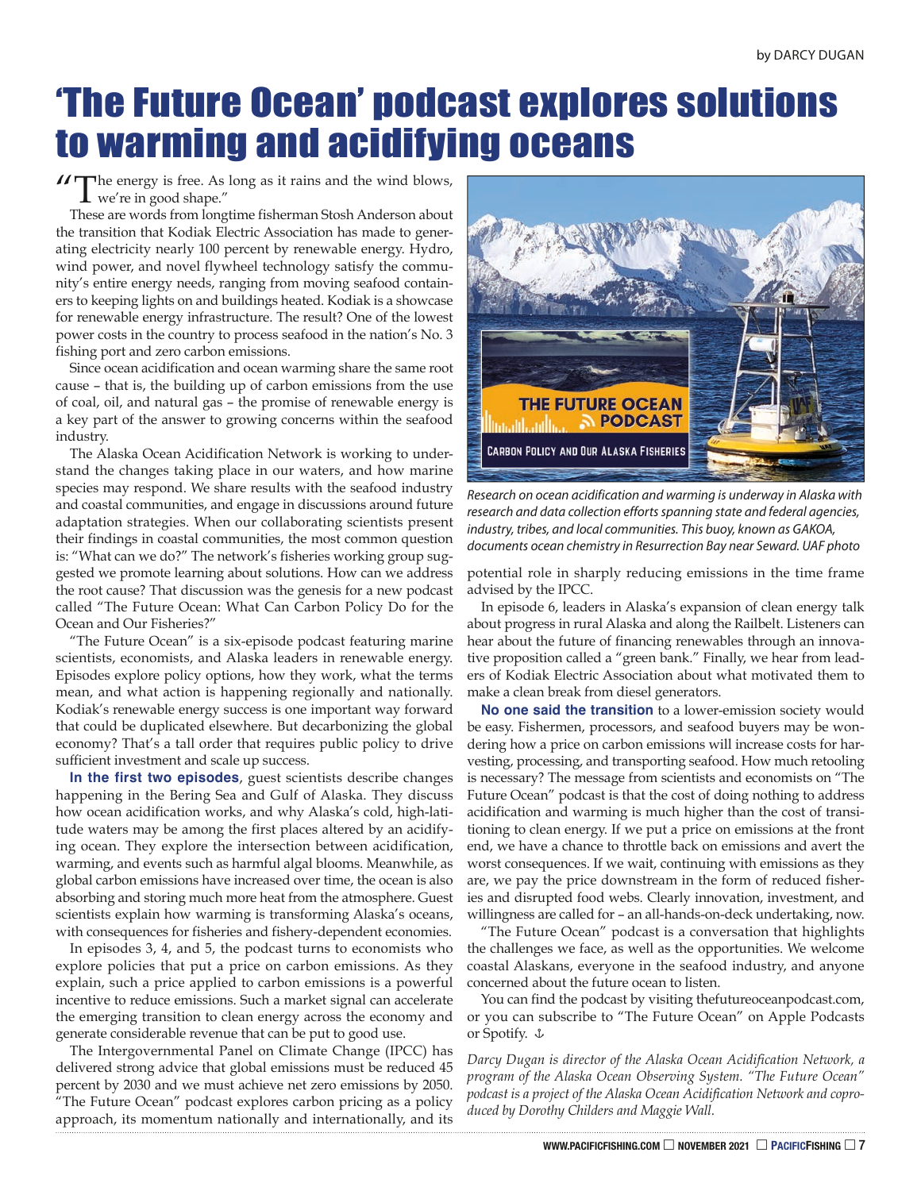by DARCY DUGAN

# 'The Future Ocean' podcast explores solutions to warming and acidifying oceans

"The energy is free. As long as it rains and the wind blows, we're in good shape."

These are words from longtime fisherman Stosh Anderson about the transition that Kodiak Electric Association has made to generating electricity nearly 100 percent by renewable energy. Hydro, wind power, and novel flywheel technology satisfy the community's entire energy needs, ranging from moving seafood containers to keeping lights on and buildings heated. Kodiak is a showcase for renewable energy infrastructure. The result? One of the lowest power costs in the country to process seafood in the nation's No. 3 fishing port and zero carbon emissions.

Since ocean acidification and ocean warming share the same root cause – that is, the building up of carbon emissions from the use of coal, oil, and natural gas – the promise of renewable energy is a key part of the answer to growing concerns within the seafood industry.

The Alaska Ocean Acidification Network is working to understand the changes taking place in our waters, and how marine species may respond. We share results with the seafood industry and coastal communities, and engage in discussions around future adaptation strategies. When our collaborating scientists present their findings in coastal communities, the most common question is: "What can we do?" The network's fisheries working group suggested we promote learning about solutions. How can we address the root cause? That discussion was the genesis for a new podcast called "The Future Ocean: What Can Carbon Policy Do for the Ocean and Our Fisheries?"

"The Future Ocean" is a six-episode podcast featuring marine scientists, economists, and Alaska leaders in renewable energy. Episodes explore policy options, how they work, what the terms mean, and what action is happening regionally and nationally. Kodiak's renewable energy success is one important way forward that could be duplicated elsewhere. But decarbonizing the global economy? That's a tall order that requires public policy to drive sufficient investment and scale up success.

**In the first two episodes**, guest scientists describe changes happening in the Bering Sea and Gulf of Alaska. They discuss how ocean acidification works, and why Alaska's cold, high-latitude waters may be among the first places altered by an acidifying ocean. They explore the intersection between acidification, warming, and events such as harmful algal blooms. Meanwhile, as global carbon emissions have increased over time, the ocean is also absorbing and storing much more heat from the atmosphere. Guest scientists explain how warming is transforming Alaska's oceans, with consequences for fisheries and fishery-dependent economies.

In episodes 3, 4, and 5, the podcast turns to economists who explore policies that put a price on carbon emissions. As they explain, such a price applied to carbon emissions is a powerful incentive to reduce emissions. Such a market signal can accelerate the emerging transition to clean energy across the economy and generate considerable revenue that can be put to good use.

The Intergovernmental Panel on Climate Change (IPCC) has delivered strong advice that global emissions must be reduced 45 percent by 2030 and we must achieve net zero emissions by 2050. "The Future Ocean" podcast explores carbon pricing as a policy approach, its momentum nationally and internationally, and its potential role in sharply reducing emissions in the time frame advised by the IPCC.

*Research on ocean acidification and warming is underway in Alaska with research and data collection efforts spanning state and federal agencies, industry, tribes, and local communities. This buoy, known as GAKOA, documents ocean chemistry in Resurrection Bay near Seward. UAF photo*

In episode 6, leaders in Alaska's expansion of clean energy talk about progress in rural Alaska and along the Railbelt. Listeners can hear about the future of financing renewables through an innovative proposition called a "green bank." Finally, we hear from leaders of Kodiak Electric Association about what motivated them to make a clean break from diesel generators.

**No one said the transition** to a lower-emission society would be easy. Fishermen, processors, and seafood buyers may be wondering how a price on carbon emissions will increase costs for harvesting, processing, and transporting seafood. How much retooling is necessary? The message from scientists and economists on "The Future Ocean" podcast is that the cost of doing nothing to address acidification and warming is much higher than the cost of transitioning to clean energy. If we put a price on emissions at the front end, we have a chance to throttle back on emissions and avert the worst consequences. If we wait, continuing with emissions as they are, we pay the price downstream in the form of reduced fisheries and disrupted food webs. Clearly innovation, investment, and willingness are called for – an all-hands-on-deck undertaking, now.

"The Future Ocean" podcast is a conversation that highlights the challenges we face, as well as the opportunities. We welcome coastal Alaskans, everyone in the seafood industry, and anyone concerned about the future ocean to listen.

You can find the podcast by visiting thefutureoceanpodcast.com, or you can subscribe to "The Future Ocean" on Apple Podcasts or Spotify. ⚓

*Darcy Dugan is director of the Alaska Ocean Acidification Network, a program of the Alaska Ocean Observing System. "The Future Ocean" podcast is a project of the Alaska Ocean Acidification Network and coproduced by Dorothy Childers and Maggie Wall.*